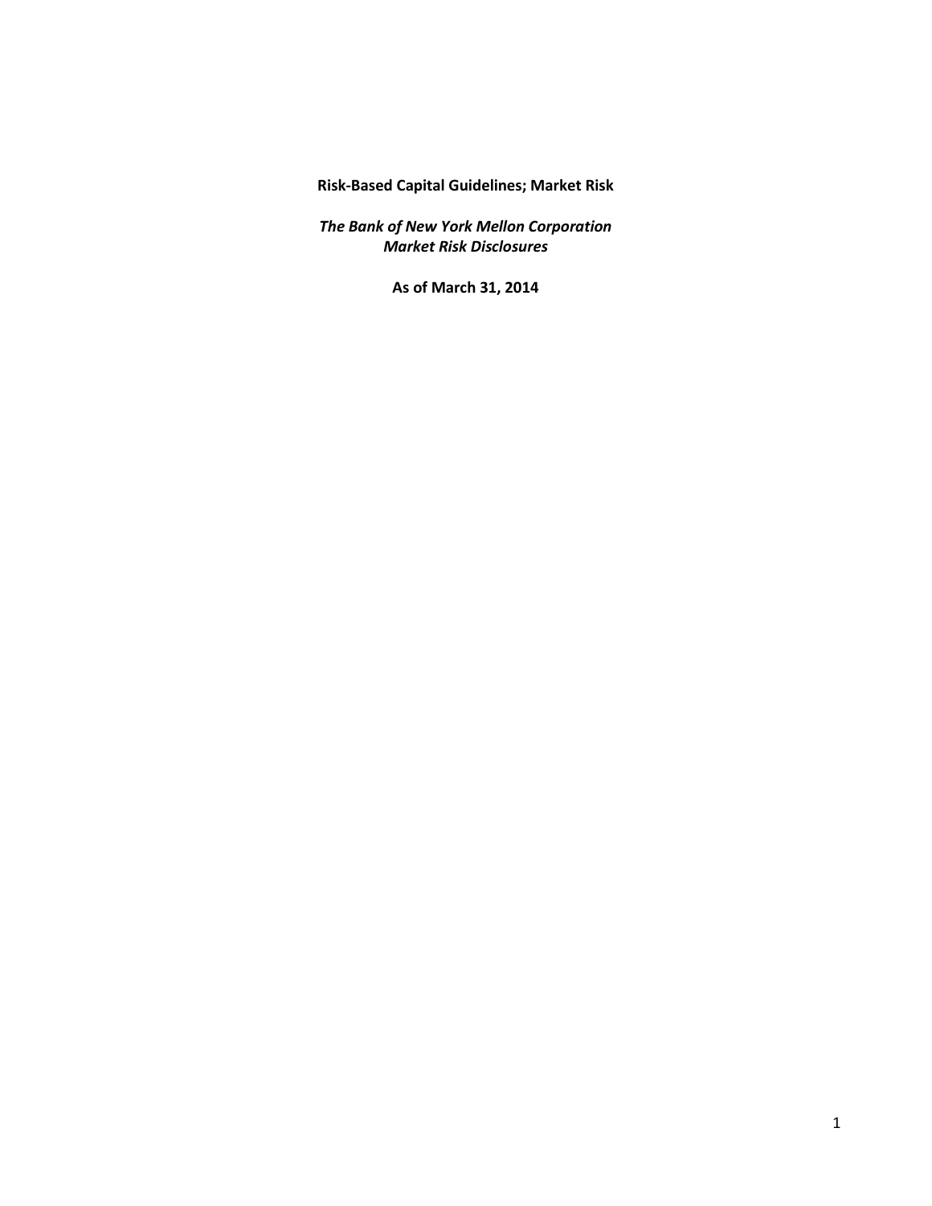**Risk-Based Capital Guidelines; Market Risk**

***The Bank of New York Mellon Corporation***
***Market Risk Disclosures***

**As of March 31, 2014**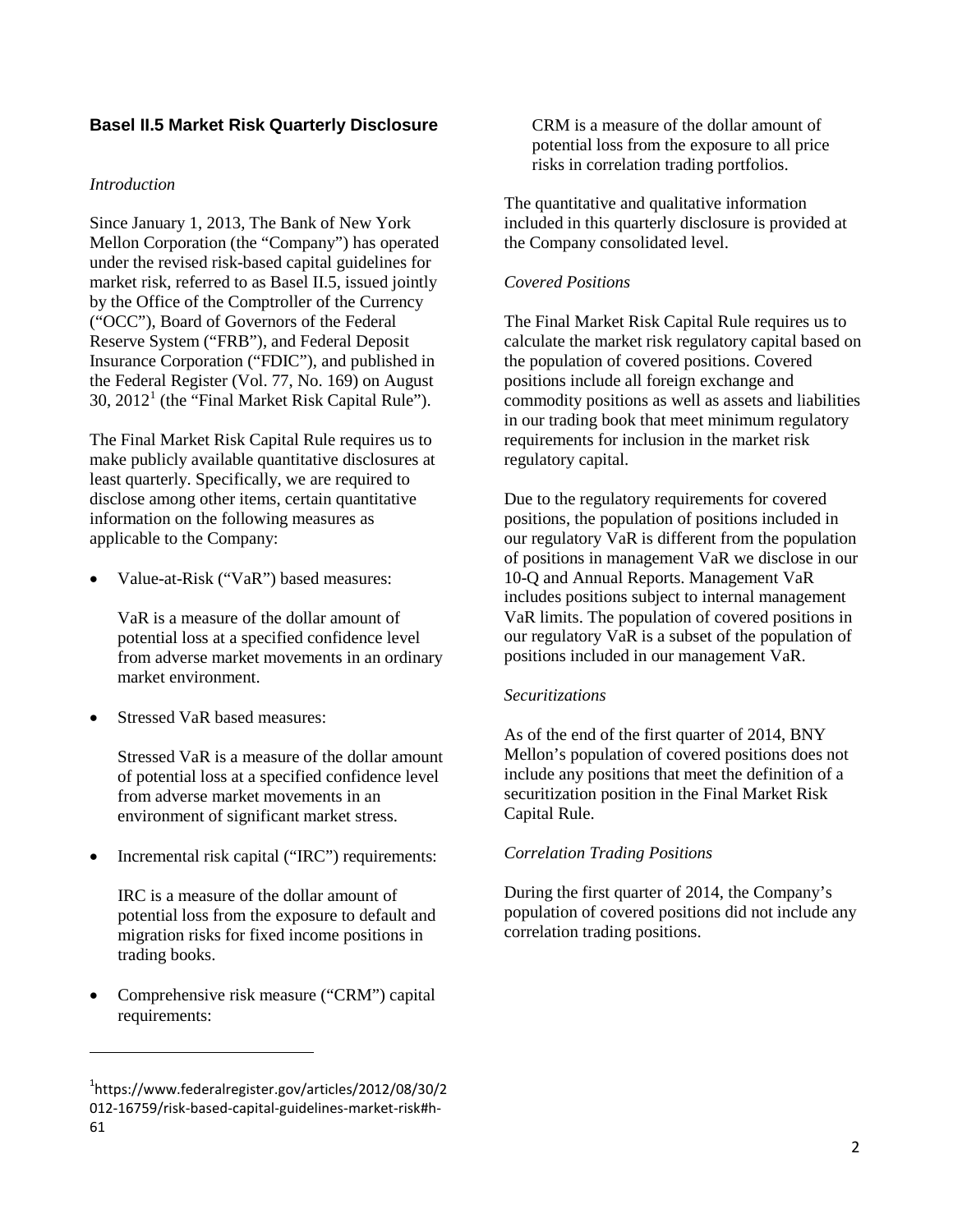## Basel II.5 Market Risk Quarterly Disclosure

*Introduction*

Since January 1, 2013, The Bank of New York Mellon Corporation (the "Company") has operated under the revised risk-based capital guidelines for market risk, referred to as Basel II.5, issued jointly by the Office of the Comptroller of the Currency ("OCC"), Board of Governors of the Federal Reserve System ("FRB"), and Federal Deposit Insurance Corporation ("FDIC"), and published in the Federal Register (Vol. 77, No. 169) on August 30, 2012[1] (the "Final Market Risk Capital Rule").

The Final Market Risk Capital Rule requires us to make publicly available quantitative disclosures at least quarterly. Specifically, we are required to disclose among other items, certain quantitative information on the following measures as applicable to the Company:

- Value-at-Risk ("VaR") based measures:

  VaR is a measure of the dollar amount of potential loss at a specified confidence level from adverse market movements in an ordinary market environment.

- Stressed VaR based measures:

  Stressed VaR is a measure of the dollar amount of potential loss at a specified confidence level from adverse market movements in an environment of significant market stress.

- Incremental risk capital ("IRC") requirements:

  IRC is a measure of the dollar amount of potential loss from the exposure to default and migration risks for fixed income positions in trading books.

- Comprehensive risk measure ("CRM") capital requirements:

  CRM is a measure of the dollar amount of potential loss from the exposure to all price risks in correlation trading portfolios.

The quantitative and qualitative information included in this quarterly disclosure is provided at the Company consolidated level.

*Covered Positions*

The Final Market Risk Capital Rule requires us to calculate the market risk regulatory capital based on the population of covered positions. Covered positions include all foreign exchange and commodity positions as well as assets and liabilities in our trading book that meet minimum regulatory requirements for inclusion in the market risk regulatory capital.

Due to the regulatory requirements for covered positions, the population of positions included in our regulatory VaR is different from the population of positions in management VaR we disclose in our 10-Q and Annual Reports. Management VaR includes positions subject to internal management VaR limits. The population of covered positions in our regulatory VaR is a subset of the population of positions included in our management VaR.

*Securitizations*

As of the end of the first quarter of 2014, BNY Mellon's population of covered positions does not include any positions that meet the definition of a securitization position in the Final Market Risk Capital Rule.

*Correlation Trading Positions*

During the first quarter of 2014, the Company's population of covered positions did not include any correlation trading positions.

[1] https://www.federalregister.gov/articles/2012/08/30/2012-16759/risk-based-capital-guidelines-market-risk#h-61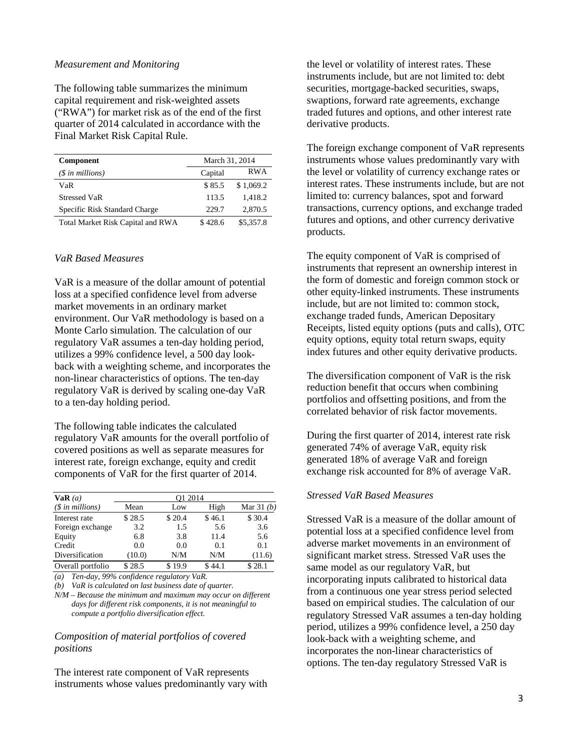*Measurement and Monitoring*

The following table summarizes the minimum capital requirement and risk-weighted assets ("RWA") for market risk as of the end of the first quarter of 2014 calculated in accordance with the Final Market Risk Capital Rule.

| **Component** | March 31, 2014 | |
|---|---|---|
| *($ in millions)* | Capital | RWA |
| VaR | $ 85.5 | $ 1,069.2 |
| Stressed VaR | 113.5 | 1,418.2 |
| Specific Risk Standard Charge | 229.7 | 2,870.5 |
| Total Market Risk Capital and RWA | $ 428.6 | $5,357.8 |

*VaR Based Measures*

VaR is a measure of the dollar amount of potential loss at a specified confidence level from adverse market movements in an ordinary market environment. Our VaR methodology is based on a Monte Carlo simulation. The calculation of our regulatory VaR assumes a ten-day holding period, utilizes a 99% confidence level, a 500 day look-back with a weighting scheme, and incorporates the non-linear characteristics of options. The ten-day regulatory VaR is derived by scaling one-day VaR to a ten-day holding period.

The following table indicates the calculated regulatory VaR amounts for the overall portfolio of covered positions as well as separate measures for interest rate, foreign exchange, equity and credit components of VaR for the first quarter of 2014.

| **VaR** *(a)* | Q1 2014 | | | |
|---|---|---|---|---|
| *($ in millions)* | Mean | Low | High | Mar 31 *(b)* |
| Interest rate | $ 28.5 | $ 20.4 | $ 46.1 | $ 30.4 |
| Foreign exchange | 3.2 | 1.5 | 5.6 | 3.6 |
| Equity | 6.8 | 3.8 | 11.4 | 5.6 |
| Credit | 0.0 | 0.0 | 0.1 | 0.1 |
| Diversification | (10.0) | N/M | N/M | (11.6) |
| Overall portfolio | $ 28.5 | $ 19.9 | $ 44.1 | $ 28.1 |

*(a) Ten-day, 99% confidence regulatory VaR.*

*(b) VaR is calculated on last business date of quarter.*

*N/M – Because the minimum and maximum may occur on different days for different risk components, it is not meaningful to compute a portfolio diversification effect.*

*Composition of material portfolios of covered positions*

The interest rate component of VaR represents instruments whose values predominantly vary with the level or volatility of interest rates. These instruments include, but are not limited to: debt securities, mortgage-backed securities, swaps, swaptions, forward rate agreements, exchange traded futures and options, and other interest rate derivative products.

The foreign exchange component of VaR represents instruments whose values predominantly vary with the level or volatility of currency exchange rates or interest rates. These instruments include, but are not limited to: currency balances, spot and forward transactions, currency options, and exchange traded futures and options, and other currency derivative products.

The equity component of VaR is comprised of instruments that represent an ownership interest in the form of domestic and foreign common stock or other equity-linked instruments. These instruments include, but are not limited to: common stock, exchange traded funds, American Depositary Receipts, listed equity options (puts and calls), OTC equity options, equity total return swaps, equity index futures and other equity derivative products.

The diversification component of VaR is the risk reduction benefit that occurs when combining portfolios and offsetting positions, and from the correlated behavior of risk factor movements.

During the first quarter of 2014, interest rate risk generated 74% of average VaR, equity risk generated 18% of average VaR and foreign exchange risk accounted for 8% of average VaR.

*Stressed VaR Based Measures*

Stressed VaR is a measure of the dollar amount of potential loss at a specified confidence level from adverse market movements in an environment of significant market stress. Stressed VaR uses the same model as our regulatory VaR, but incorporating inputs calibrated to historical data from a continuous one year stress period selected based on empirical studies. The calculation of our regulatory Stressed VaR assumes a ten-day holding period, utilizes a 99% confidence level, a 250 day look-back with a weighting scheme, and incorporates the non-linear characteristics of options. The ten-day regulatory Stressed VaR is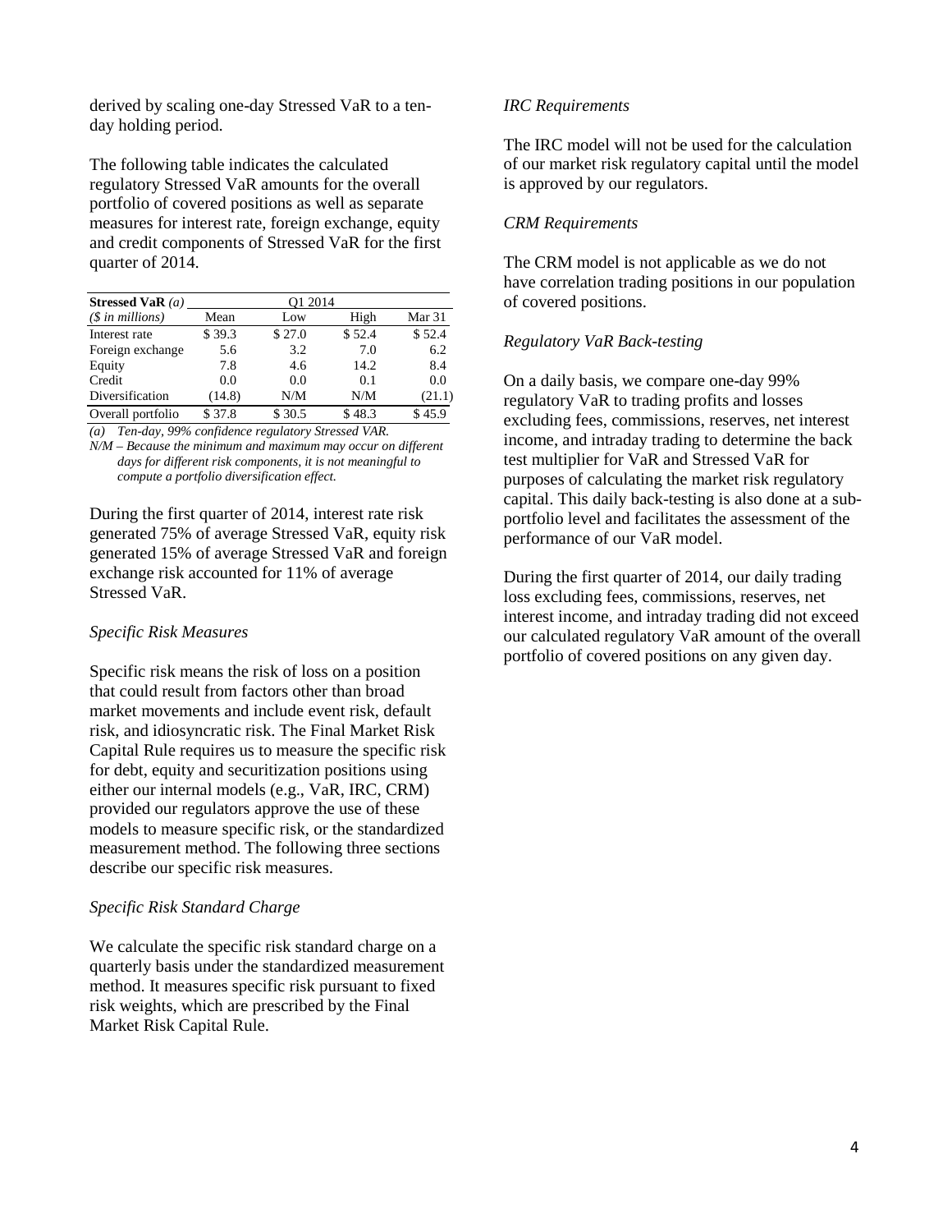derived by scaling one-day Stressed VaR to a ten-day holding period.

The following table indicates the calculated regulatory Stressed VaR amounts for the overall portfolio of covered positions as well as separate measures for interest rate, foreign exchange, equity and credit components of Stressed VaR for the first quarter of 2014.

| **Stressed VaR** *(a)* | Q1 2014 | | | |
|---|---|---|---|---|
| *($ in millions)* | Mean | Low | High | Mar 31 |
| Interest rate | $ 39.3 | $ 27.0 | $ 52.4 | $ 52.4 |
| Foreign exchange | 5.6 | 3.2 | 7.0 | 6.2 |
| Equity | 7.8 | 4.6 | 14.2 | 8.4 |
| Credit | 0.0 | 0.0 | 0.1 | 0.0 |
| Diversification | (14.8) | N/M | N/M | (21.1) |
| Overall portfolio | $ 37.8 | $ 30.5 | $ 48.3 | $ 45.9 |

*(a) Ten-day, 99% confidence regulatory Stressed VAR.*

*N/M – Because the minimum and maximum may occur on different days for different risk components, it is not meaningful to compute a portfolio diversification effect.*

During the first quarter of 2014, interest rate risk generated 75% of average Stressed VaR, equity risk generated 15% of average Stressed VaR and foreign exchange risk accounted for 11% of average Stressed VaR.

*Specific Risk Measures*

Specific risk means the risk of loss on a position that could result from factors other than broad market movements and include event risk, default risk, and idiosyncratic risk. The Final Market Risk Capital Rule requires us to measure the specific risk for debt, equity and securitization positions using either our internal models (e.g., VaR, IRC, CRM) provided our regulators approve the use of these models to measure specific risk, or the standardized measurement method. The following three sections describe our specific risk measures.

*Specific Risk Standard Charge*

We calculate the specific risk standard charge on a quarterly basis under the standardized measurement method. It measures specific risk pursuant to fixed risk weights, which are prescribed by the Final Market Risk Capital Rule.

*IRC Requirements*

The IRC model will not be used for the calculation of our market risk regulatory capital until the model is approved by our regulators.

*CRM Requirements*

The CRM model is not applicable as we do not have correlation trading positions in our population of covered positions.

*Regulatory VaR Back-testing*

On a daily basis, we compare one-day 99% regulatory VaR to trading profits and losses excluding fees, commissions, reserves, net interest income, and intraday trading to determine the back test multiplier for VaR and Stressed VaR for purposes of calculating the market risk regulatory capital. This daily back-testing is also done at a sub-portfolio level and facilitates the assessment of the performance of our VaR model.

During the first quarter of 2014, our daily trading loss excluding fees, commissions, reserves, net interest income, and intraday trading did not exceed our calculated regulatory VaR amount of the overall portfolio of covered positions on any given day.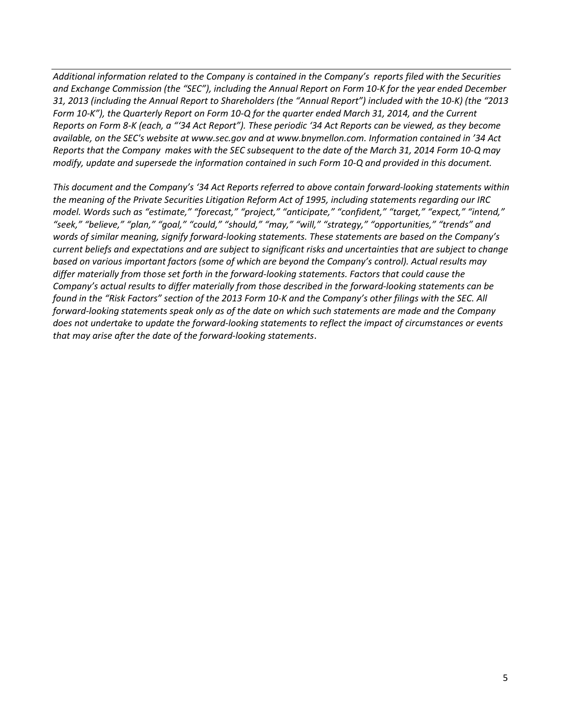*Additional information related to the Company is contained in the Company's reports filed with the Securities and Exchange Commission (the "SEC"), including the Annual Report on Form 10-K for the year ended December 31, 2013 (including the Annual Report to Shareholders (the "Annual Report") included with the 10-K) (the "2013 Form 10-K"), the Quarterly Report on Form 10-Q for the quarter ended March 31, 2014, and the Current Reports on Form 8-K (each, a "'34 Act Report"). These periodic '34 Act Reports can be viewed, as they become available, on the SEC's website at www.sec.gov and at www.bnymellon.com. Information contained in '34 Act Reports that the Company makes with the SEC subsequent to the date of the March 31, 2014 Form 10-Q may modify, update and supersede the information contained in such Form 10-Q and provided in this document.*

*This document and the Company's '34 Act Reports referred to above contain forward-looking statements within the meaning of the Private Securities Litigation Reform Act of 1995, including statements regarding our IRC model. Words such as "estimate," "forecast," "project," "anticipate," "confident," "target," "expect," "intend," "seek," "believe," "plan," "goal," "could," "should," "may," "will," "strategy," "opportunities," "trends" and words of similar meaning, signify forward-looking statements. These statements are based on the Company's current beliefs and expectations and are subject to significant risks and uncertainties that are subject to change based on various important factors (some of which are beyond the Company's control). Actual results may differ materially from those set forth in the forward-looking statements. Factors that could cause the Company's actual results to differ materially from those described in the forward-looking statements can be found in the "Risk Factors" section of the 2013 Form 10-K and the Company's other filings with the SEC. All forward-looking statements speak only as of the date on which such statements are made and the Company does not undertake to update the forward-looking statements to reflect the impact of circumstances or events that may arise after the date of the forward-looking statements*.